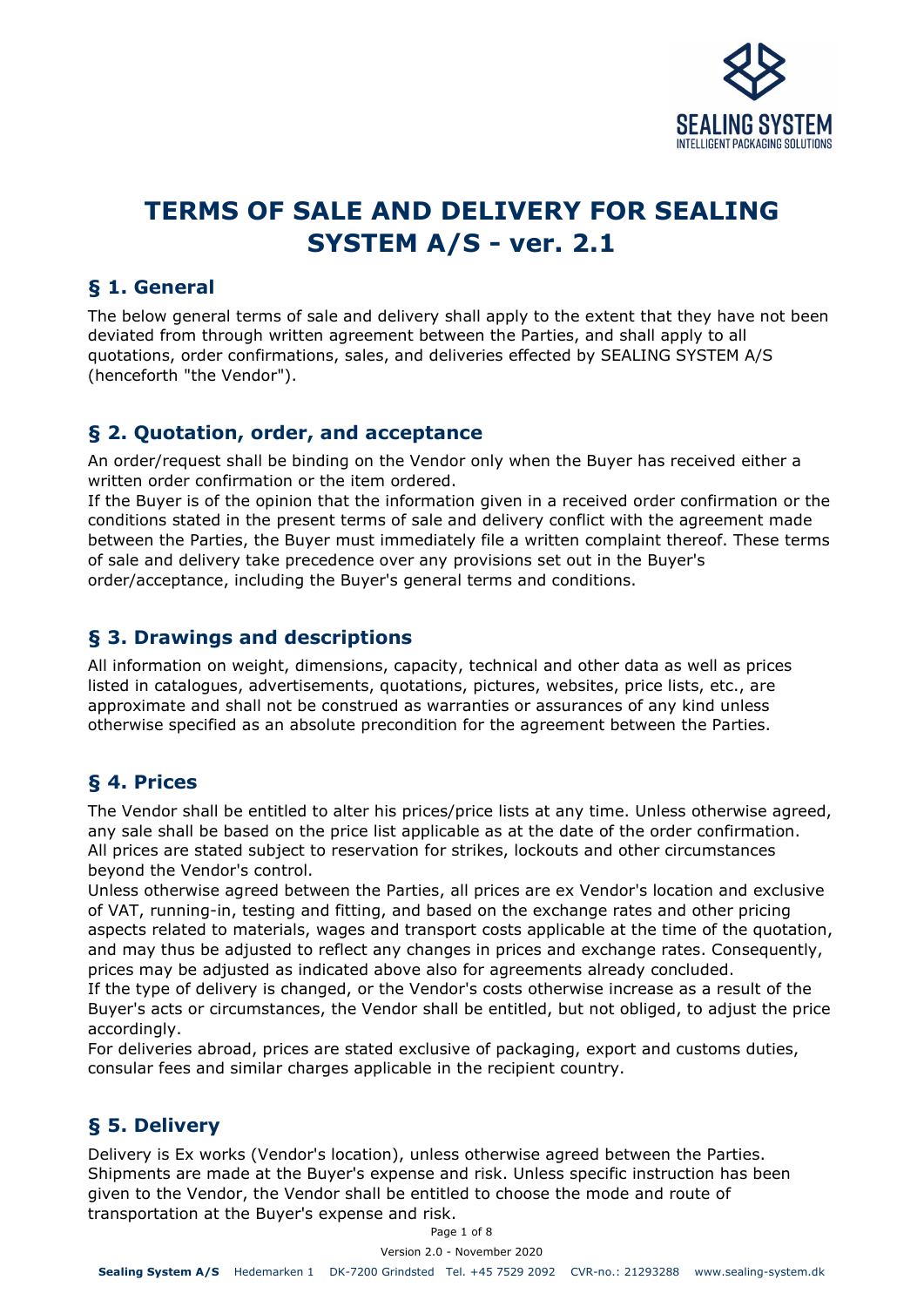# TERMS OF SALE AND DELIVERY FOR SEALING SYSTEM A/S - ver. 2.1

## § 1. General

The below general terms of sale and delivery shall apply to the extent that they have not been deviated from through written agreement between the Parties, and shall apply to all quotations, order confirmations, sales, and deliveries effected by SEALING SYSTEM A/S (henceforth "the Vendor").

## § 2. Quotation, order, and acceptance

An order/request shall be binding on the Vendor only when the Buyer has received either a written order confirmation or the item ordered.

If the Buyer is of the opinion that the information given in a received order confirmation or the conditions stated in the present terms of sale and delivery conflict with the agreement made between the Parties, the Buyer must immediately file a written complaint thereof. These terms of sale and delivery take precedence over any provisions set out in the Buyer's order/acceptance, including the Buyer's general terms and conditions.

## § 3. Drawings and descriptions

All information on weight, dimensions, capacity, technical and other data as well as prices listed in catalogues, advertisements, quotations, pictures, websites, price lists, etc., are approximate and shall not be construed as warranties or assurances of any kind unless otherwise specified as an absolute precondition for the agreement between the Parties.

## § 4. Prices

The Vendor shall be entitled to alter his prices/price lists at any time. Unless otherwise agreed, any sale shall be based on the price list applicable as at the date of the order confirmation. All prices are stated subject to reservation for strikes, lockouts and other circumstances beyond the Vendor's control.

Unless otherwise agreed between the Parties, all prices are ex Vendor's location and exclusive of VAT, running-in, testing and fitting, and based on the exchange rates and other pricing aspects related to materials, wages and transport costs applicable at the time of the quotation, and may thus be adjusted to reflect any changes in prices and exchange rates. Consequently, prices may be adjusted as indicated above also for agreements already concluded.

If the type of delivery is changed, or the Vendor's costs otherwise increase as a result of the Buyer's acts or circumstances, the Vendor shall be entitled, but not obliged, to adjust the price accordingly.

For deliveries abroad, prices are stated exclusive of packaging, export and customs duties, consular fees and similar charges applicable in the recipient country.

## § 5. Delivery

Delivery is Ex works (Vendor's location), unless otherwise agreed between the Parties. Shipments are made at the Buyer's expense and risk. Unless specific instruction has been given to the Vendor, the Vendor shall be entitled to choose the mode and route of transportation at the Buyer's expense and risk.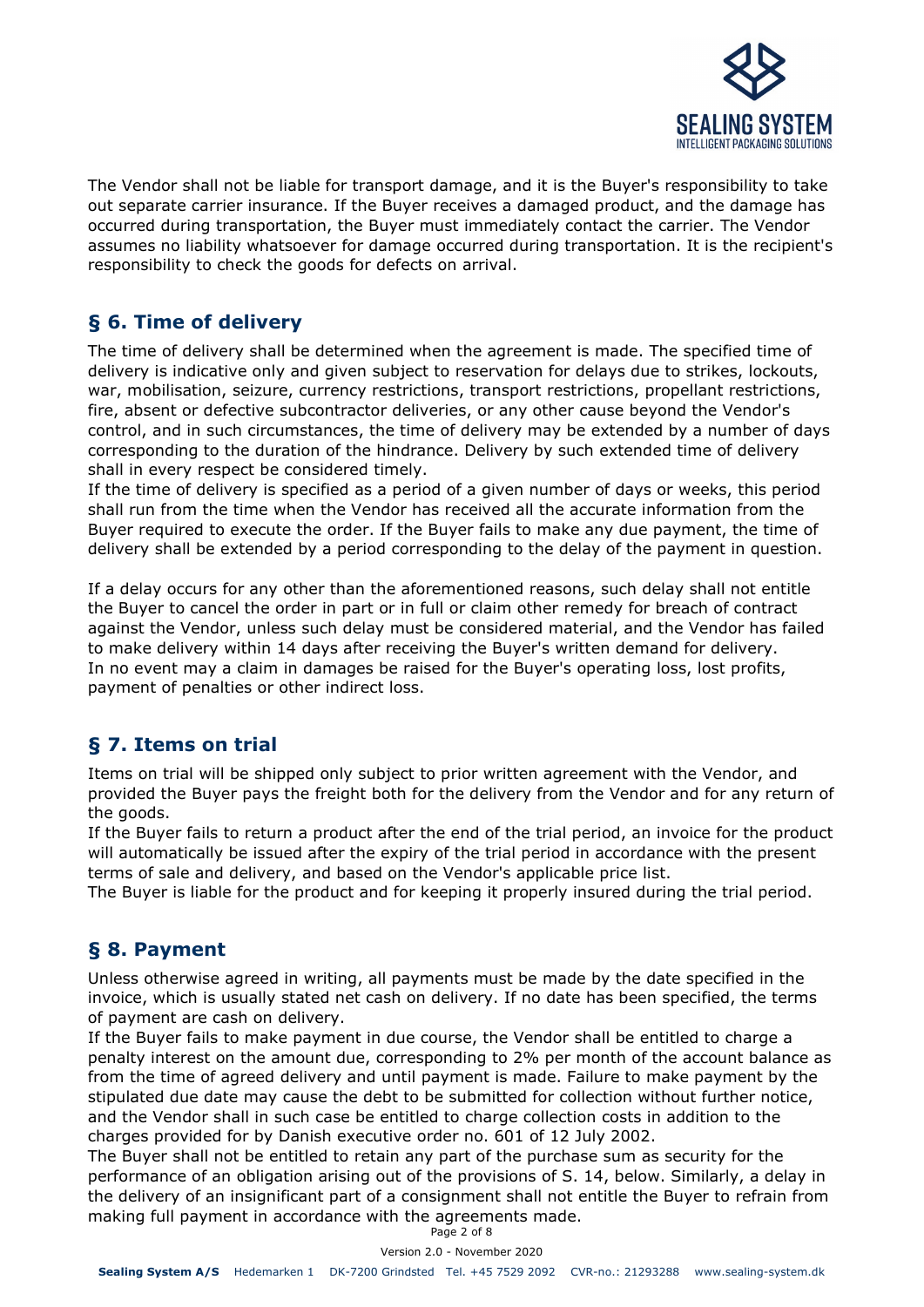The Vendor shall not be liable for transport damage, and it is the Buyer's responsibility to take out separate carrier insurance. If the Buyer receives a damaged product, and the damage has occurred during transportation, the Buyer must immediately contact the carrier. The Vendor assumes no liability whatsoever for damage occurred during transportation. It is the recipient's responsibility to check the goods for defects on arrival.

## § 6. Time of delivery

The time of delivery shall be determined when the agreement is made. The specified time of delivery is indicative only and given subject to reservation for delays due to strikes, lockouts, war, mobilisation, seizure, currency restrictions, transport restrictions, propellant restrictions, fire, absent or defective subcontractor deliveries, or any other cause beyond the Vendor's control, and in such circumstances, the time of delivery may be extended by a number of days corresponding to the duration of the hindrance. Delivery by such extended time of delivery shall in every respect be considered timely.
If the time of delivery is specified as a period of a given number of days or weeks, this period shall run from the time when the Vendor has received all the accurate information from the Buyer required to execute the order. If the Buyer fails to make any due payment, the time of delivery shall be extended by a period corresponding to the delay of the payment in question.

If a delay occurs for any other than the aforementioned reasons, such delay shall not entitle the Buyer to cancel the order in part or in full or claim other remedy for breach of contract against the Vendor, unless such delay must be considered material, and the Vendor has failed to make delivery within 14 days after receiving the Buyer's written demand for delivery.
In no event may a claim in damages be raised for the Buyer's operating loss, lost profits, payment of penalties or other indirect loss.

## § 7. Items on trial

Items on trial will be shipped only subject to prior written agreement with the Vendor, and provided the Buyer pays the freight both for the delivery from the Vendor and for any return of the goods.
If the Buyer fails to return a product after the end of the trial period, an invoice for the product will automatically be issued after the expiry of the trial period in accordance with the present terms of sale and delivery, and based on the Vendor's applicable price list.
The Buyer is liable for the product and for keeping it properly insured during the trial period.

## § 8. Payment

Unless otherwise agreed in writing, all payments must be made by the date specified in the invoice, which is usually stated net cash on delivery. If no date has been specified, the terms of payment are cash on delivery.
If the Buyer fails to make payment in due course, the Vendor shall be entitled to charge a penalty interest on the amount due, corresponding to 2% per month of the account balance as from the time of agreed delivery and until payment is made. Failure to make payment by the stipulated due date may cause the debt to be submitted for collection without further notice, and the Vendor shall in such case be entitled to charge collection costs in addition to the charges provided for by Danish executive order no. 601 of 12 July 2002.
The Buyer shall not be entitled to retain any part of the purchase sum as security for the performance of an obligation arising out of the provisions of S. 14, below. Similarly, a delay in the delivery of an insignificant part of a consignment shall not entitle the Buyer to refrain from making full payment in accordance with the agreements made.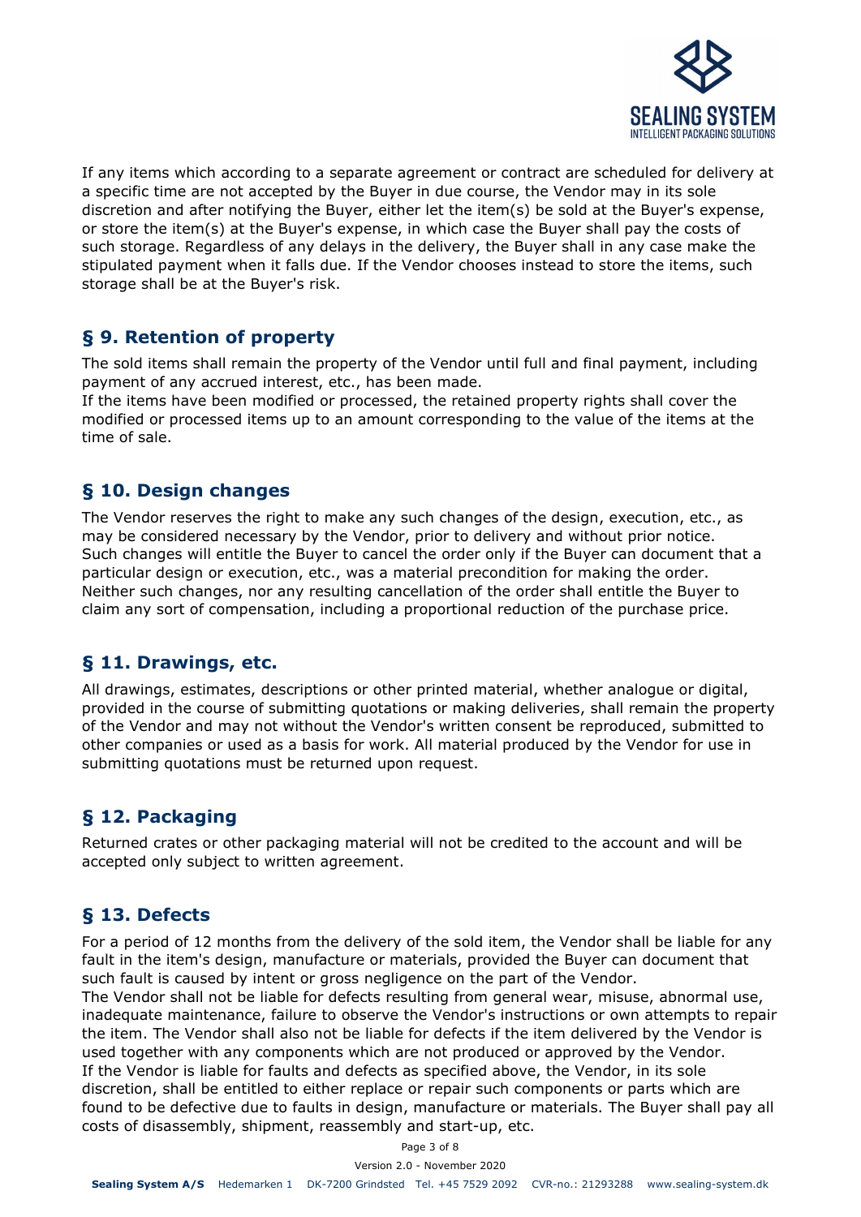If any items which according to a separate agreement or contract are scheduled for delivery at a specific time are not accepted by the Buyer in due course, the Vendor may in its sole discretion and after notifying the Buyer, either let the item(s) be sold at the Buyer's expense, or store the item(s) at the Buyer's expense, in which case the Buyer shall pay the costs of such storage. Regardless of any delays in the delivery, the Buyer shall in any case make the stipulated payment when it falls due. If the Vendor chooses instead to store the items, such storage shall be at the Buyer's risk.

## § 9. Retention of property

The sold items shall remain the property of the Vendor until full and final payment, including payment of any accrued interest, etc., has been made.
If the items have been modified or processed, the retained property rights shall cover the modified or processed items up to an amount corresponding to the value of the items at the time of sale.

## § 10. Design changes

The Vendor reserves the right to make any such changes of the design, execution, etc., as may be considered necessary by the Vendor, prior to delivery and without prior notice. Such changes will entitle the Buyer to cancel the order only if the Buyer can document that a particular design or execution, etc., was a material precondition for making the order. Neither such changes, nor any resulting cancellation of the order shall entitle the Buyer to claim any sort of compensation, including a proportional reduction of the purchase price.

## § 11. Drawings, etc.

All drawings, estimates, descriptions or other printed material, whether analogue or digital, provided in the course of submitting quotations or making deliveries, shall remain the property of the Vendor and may not without the Vendor's written consent be reproduced, submitted to other companies or used as a basis for work. All material produced by the Vendor for use in submitting quotations must be returned upon request.

## § 12. Packaging

Returned crates or other packaging material will not be credited to the account and will be accepted only subject to written agreement.

## § 13. Defects

For a period of 12 months from the delivery of the sold item, the Vendor shall be liable for any fault in the item's design, manufacture or materials, provided the Buyer can document that such fault is caused by intent or gross negligence on the part of the Vendor.
The Vendor shall not be liable for defects resulting from general wear, misuse, abnormal use, inadequate maintenance, failure to observe the Vendor's instructions or own attempts to repair the item. The Vendor shall also not be liable for defects if the item delivered by the Vendor is used together with any components which are not produced or approved by the Vendor.
If the Vendor is liable for faults and defects as specified above, the Vendor, in its sole discretion, shall be entitled to either replace or repair such components or parts which are found to be defective due to faults in design, manufacture or materials. The Buyer shall pay all costs of disassembly, shipment, reassembly and start-up, etc.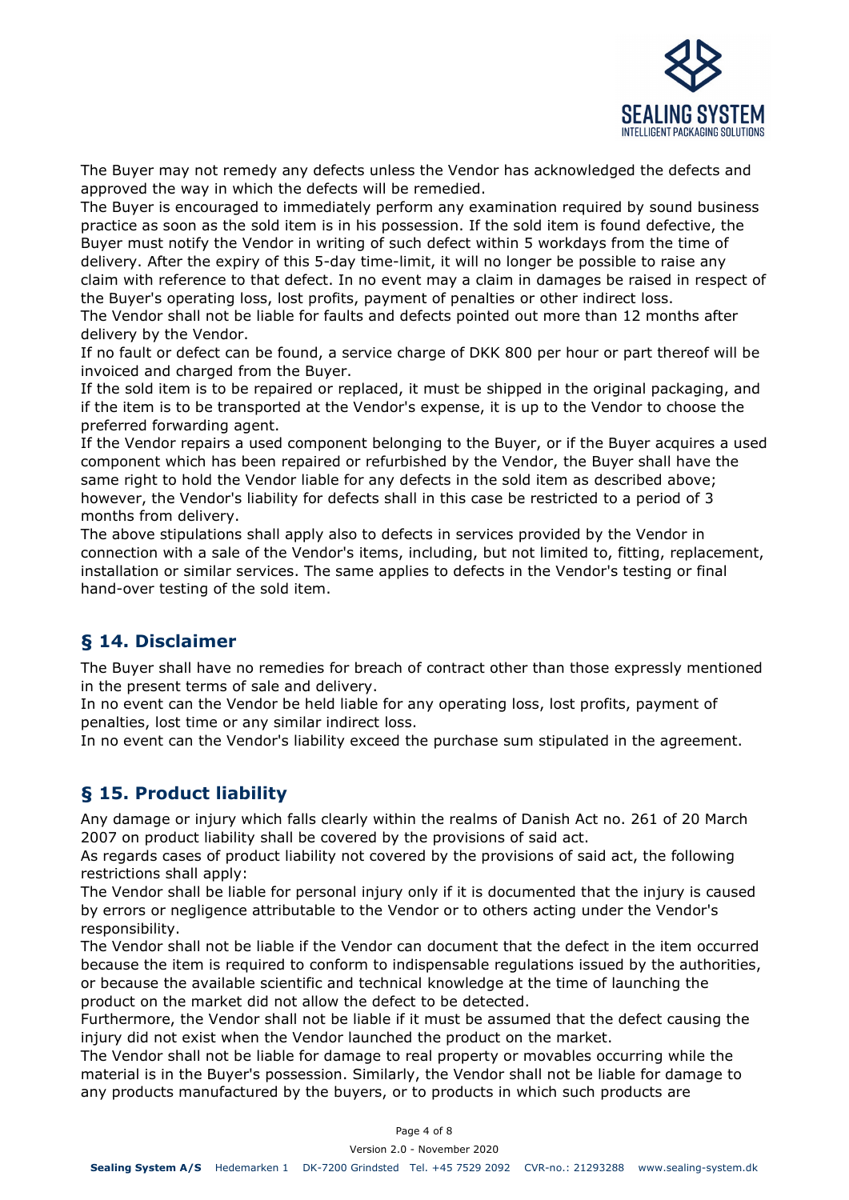The Buyer may not remedy any defects unless the Vendor has acknowledged the defects and approved the way in which the defects will be remedied.
The Buyer is encouraged to immediately perform any examination required by sound business practice as soon as the sold item is in his possession. If the sold item is found defective, the Buyer must notify the Vendor in writing of such defect within 5 workdays from the time of delivery. After the expiry of this 5-day time-limit, it will no longer be possible to raise any claim with reference to that defect. In no event may a claim in damages be raised in respect of the Buyer's operating loss, lost profits, payment of penalties or other indirect loss.
The Vendor shall not be liable for faults and defects pointed out more than 12 months after delivery by the Vendor.
If no fault or defect can be found, a service charge of DKK 800 per hour or part thereof will be invoiced and charged from the Buyer.
If the sold item is to be repaired or replaced, it must be shipped in the original packaging, and if the item is to be transported at the Vendor's expense, it is up to the Vendor to choose the preferred forwarding agent.
If the Vendor repairs a used component belonging to the Buyer, or if the Buyer acquires a used component which has been repaired or refurbished by the Vendor, the Buyer shall have the same right to hold the Vendor liable for any defects in the sold item as described above; however, the Vendor's liability for defects shall in this case be restricted to a period of 3 months from delivery.
The above stipulations shall apply also to defects in services provided by the Vendor in connection with a sale of the Vendor's items, including, but not limited to, fitting, replacement, installation or similar services. The same applies to defects in the Vendor's testing or final hand-over testing of the sold item.

## § 14. Disclaimer

The Buyer shall have no remedies for breach of contract other than those expressly mentioned in the present terms of sale and delivery.
In no event can the Vendor be held liable for any operating loss, lost profits, payment of penalties, lost time or any similar indirect loss.
In no event can the Vendor's liability exceed the purchase sum stipulated in the agreement.

## § 15. Product liability

Any damage or injury which falls clearly within the realms of Danish Act no. 261 of 20 March 2007 on product liability shall be covered by the provisions of said act.
As regards cases of product liability not covered by the provisions of said act, the following restrictions shall apply:
The Vendor shall be liable for personal injury only if it is documented that the injury is caused by errors or negligence attributable to the Vendor or to others acting under the Vendor's responsibility.
The Vendor shall not be liable if the Vendor can document that the defect in the item occurred because the item is required to conform to indispensable regulations issued by the authorities, or because the available scientific and technical knowledge at the time of launching the product on the market did not allow the defect to be detected.
Furthermore, the Vendor shall not be liable if it must be assumed that the defect causing the injury did not exist when the Vendor launched the product on the market.
The Vendor shall not be liable for damage to real property or movables occurring while the material is in the Buyer's possession. Similarly, the Vendor shall not be liable for damage to any products manufactured by the buyers, or to products in which such products are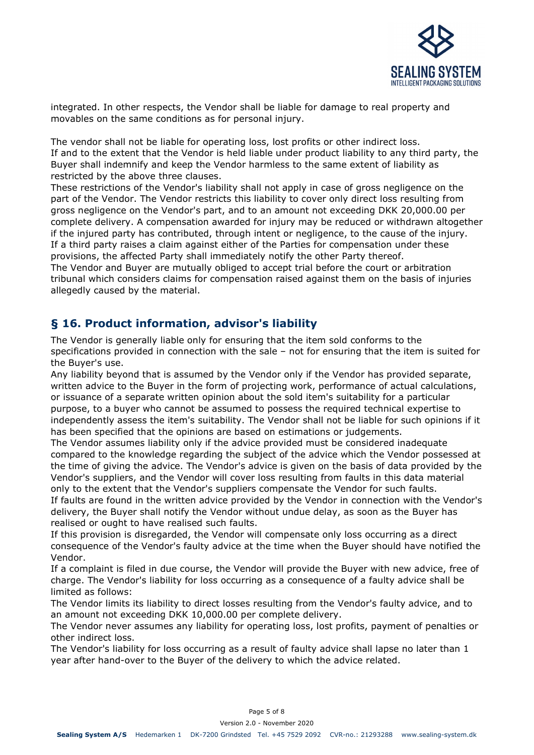integrated. In other respects, the Vendor shall be liable for damage to real property and movables on the same conditions as for personal injury.

The vendor shall not be liable for operating loss, lost profits or other indirect loss.
If and to the extent that the Vendor is held liable under product liability to any third party, the Buyer shall indemnify and keep the Vendor harmless to the same extent of liability as restricted by the above three clauses.
These restrictions of the Vendor's liability shall not apply in case of gross negligence on the part of the Vendor. The Vendor restricts this liability to cover only direct loss resulting from gross negligence on the Vendor's part, and to an amount not exceeding DKK 20,000.00 per complete delivery. A compensation awarded for injury may be reduced or withdrawn altogether if the injured party has contributed, through intent or negligence, to the cause of the injury.
If a third party raises a claim against either of the Parties for compensation under these provisions, the affected Party shall immediately notify the other Party thereof.
The Vendor and Buyer are mutually obliged to accept trial before the court or arbitration tribunal which considers claims for compensation raised against them on the basis of injuries allegedly caused by the material.

## § 16. Product information, advisor's liability

The Vendor is generally liable only for ensuring that the item sold conforms to the specifications provided in connection with the sale – not for ensuring that the item is suited for the Buyer's use.
Any liability beyond that is assumed by the Vendor only if the Vendor has provided separate, written advice to the Buyer in the form of projecting work, performance of actual calculations, or issuance of a separate written opinion about the sold item's suitability for a particular purpose, to a buyer who cannot be assumed to possess the required technical expertise to independently assess the item's suitability. The Vendor shall not be liable for such opinions if it has been specified that the opinions are based on estimations or judgements.
The Vendor assumes liability only if the advice provided must be considered inadequate compared to the knowledge regarding the subject of the advice which the Vendor possessed at the time of giving the advice. The Vendor's advice is given on the basis of data provided by the Vendor's suppliers, and the Vendor will cover loss resulting from faults in this data material only to the extent that the Vendor's suppliers compensate the Vendor for such faults.
If faults are found in the written advice provided by the Vendor in connection with the Vendor's delivery, the Buyer shall notify the Vendor without undue delay, as soon as the Buyer has realised or ought to have realised such faults.
If this provision is disregarded, the Vendor will compensate only loss occurring as a direct consequence of the Vendor's faulty advice at the time when the Buyer should have notified the Vendor.
If a complaint is filed in due course, the Vendor will provide the Buyer with new advice, free of charge. The Vendor's liability for loss occurring as a consequence of a faulty advice shall be limited as follows:
The Vendor limits its liability to direct losses resulting from the Vendor's faulty advice, and to an amount not exceeding DKK 10,000.00 per complete delivery.
The Vendor never assumes any liability for operating loss, lost profits, payment of penalties or other indirect loss.
The Vendor's liability for loss occurring as a result of faulty advice shall lapse no later than 1 year after hand-over to the Buyer of the delivery to which the advice related.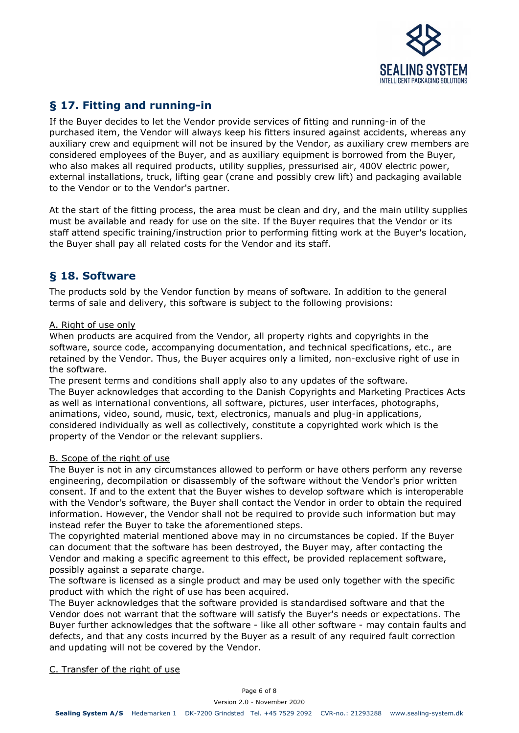## § 17. Fitting and running-in

If the Buyer decides to let the Vendor provide services of fitting and running-in of the purchased item, the Vendor will always keep his fitters insured against accidents, whereas any auxiliary crew and equipment will not be insured by the Vendor, as auxiliary crew members are considered employees of the Buyer, and as auxiliary equipment is borrowed from the Buyer, who also makes all required products, utility supplies, pressurised air, 400V electric power, external installations, truck, lifting gear (crane and possibly crew lift) and packaging available to the Vendor or to the Vendor's partner.

At the start of the fitting process, the area must be clean and dry, and the main utility supplies must be available and ready for use on the site. If the Buyer requires that the Vendor or its staff attend specific training/instruction prior to performing fitting work at the Buyer's location, the Buyer shall pay all related costs for the Vendor and its staff.

## § 18. Software

The products sold by the Vendor function by means of software. In addition to the general terms of sale and delivery, this software is subject to the following provisions:

A. Right of use only

When products are acquired from the Vendor, all property rights and copyrights in the software, source code, accompanying documentation, and technical specifications, etc., are retained by the Vendor. Thus, the Buyer acquires only a limited, non-exclusive right of use in the software.
The present terms and conditions shall apply also to any updates of the software.
The Buyer acknowledges that according to the Danish Copyrights and Marketing Practices Acts as well as international conventions, all software, pictures, user interfaces, photographs, animations, video, sound, music, text, electronics, manuals and plug-in applications, considered individually as well as collectively, constitute a copyrighted work which is the property of the Vendor or the relevant suppliers.

B. Scope of the right of use

The Buyer is not in any circumstances allowed to perform or have others perform any reverse engineering, decompilation or disassembly of the software without the Vendor's prior written consent. If and to the extent that the Buyer wishes to develop software which is interoperable with the Vendor's software, the Buyer shall contact the Vendor in order to obtain the required information. However, the Vendor shall not be required to provide such information but may instead refer the Buyer to take the aforementioned steps.
The copyrighted material mentioned above may in no circumstances be copied. If the Buyer can document that the software has been destroyed, the Buyer may, after contacting the Vendor and making a specific agreement to this effect, be provided replacement software, possibly against a separate charge.
The software is licensed as a single product and may be used only together with the specific product with which the right of use has been acquired.
The Buyer acknowledges that the software provided is standardised software and that the Vendor does not warrant that the software will satisfy the Buyer's needs or expectations. The Buyer further acknowledges that the software - like all other software - may contain faults and defects, and that any costs incurred by the Buyer as a result of any required fault correction and updating will not be covered by the Vendor.

C. Transfer of the right of use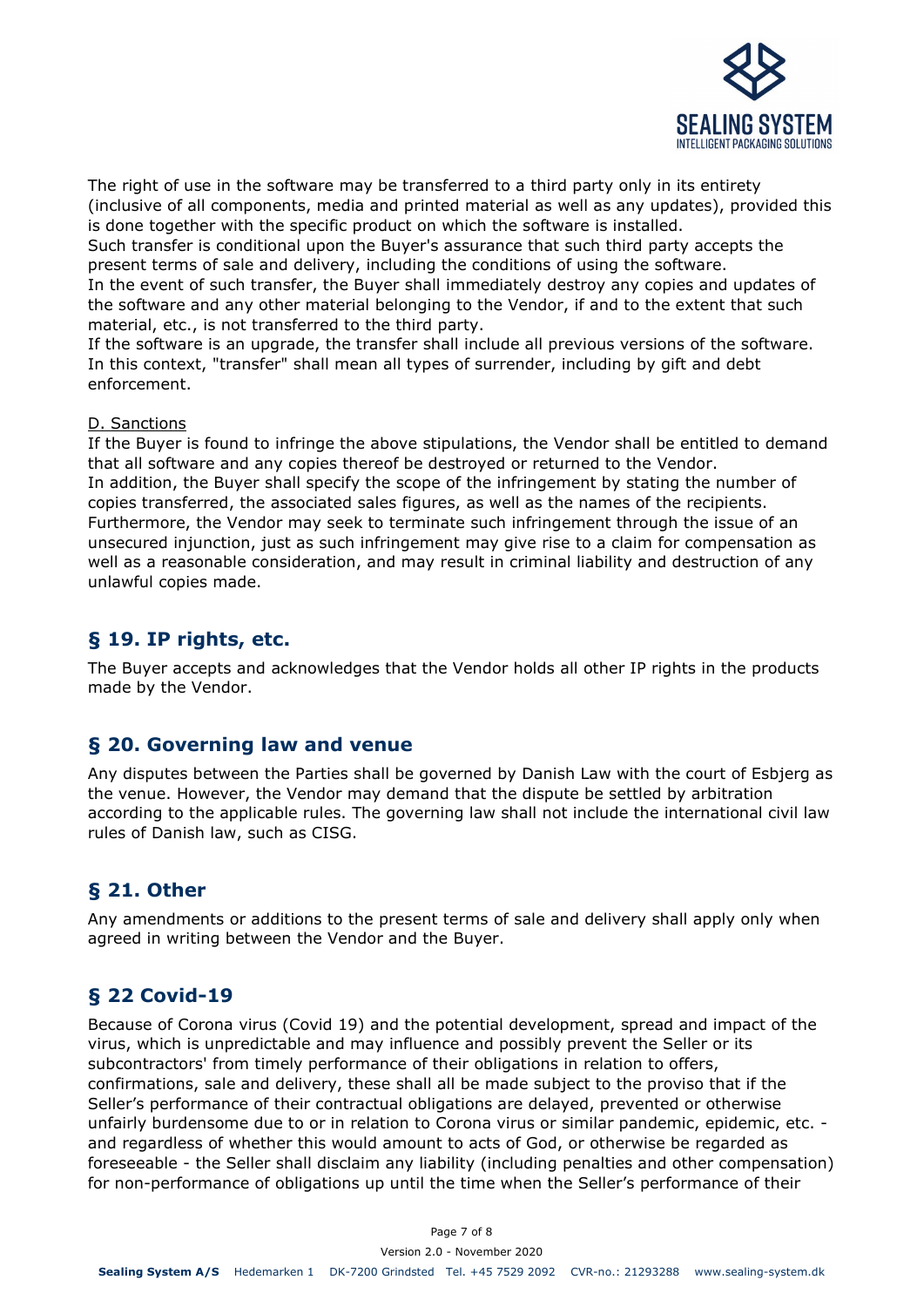The right of use in the software may be transferred to a third party only in its entirety (inclusive of all components, media and printed material as well as any updates), provided this is done together with the specific product on which the software is installed.
Such transfer is conditional upon the Buyer's assurance that such third party accepts the present terms of sale and delivery, including the conditions of using the software.
In the event of such transfer, the Buyer shall immediately destroy any copies and updates of the software and any other material belonging to the Vendor, if and to the extent that such material, etc., is not transferred to the third party.
If the software is an upgrade, the transfer shall include all previous versions of the software.
In this context, "transfer" shall mean all types of surrender, including by gift and debt enforcement.

D. Sanctions

If the Buyer is found to infringe the above stipulations, the Vendor shall be entitled to demand that all software and any copies thereof be destroyed or returned to the Vendor.
In addition, the Buyer shall specify the scope of the infringement by stating the number of copies transferred, the associated sales figures, as well as the names of the recipients.
Furthermore, the Vendor may seek to terminate such infringement through the issue of an unsecured injunction, just as such infringement may give rise to a claim for compensation as well as a reasonable consideration, and may result in criminal liability and destruction of any unlawful copies made.

## § 19. IP rights, etc.

The Buyer accepts and acknowledges that the Vendor holds all other IP rights in the products made by the Vendor.

## § 20. Governing law and venue

Any disputes between the Parties shall be governed by Danish Law with the court of Esbjerg as the venue. However, the Vendor may demand that the dispute be settled by arbitration according to the applicable rules. The governing law shall not include the international civil law rules of Danish law, such as CISG.

## § 21. Other

Any amendments or additions to the present terms of sale and delivery shall apply only when agreed in writing between the Vendor and the Buyer.

## § 22 Covid-19

Because of Corona virus (Covid 19) and the potential development, spread and impact of the virus, which is unpredictable and may influence and possibly prevent the Seller or its subcontractors' from timely performance of their obligations in relation to offers, confirmations, sale and delivery, these shall all be made subject to the proviso that if the Seller's performance of their contractual obligations are delayed, prevented or otherwise unfairly burdensome due to or in relation to Corona virus or similar pandemic, epidemic, etc. - and regardless of whether this would amount to acts of God, or otherwise be regarded as foreseeable - the Seller shall disclaim any liability (including penalties and other compensation) for non-performance of obligations up until the time when the Seller's performance of their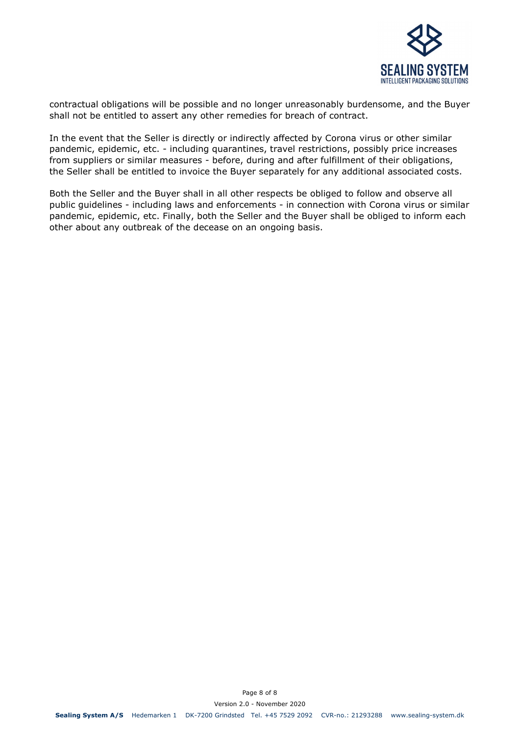contractual obligations will be possible and no longer unreasonably burdensome, and the Buyer shall not be entitled to assert any other remedies for breach of contract.

In the event that the Seller is directly or indirectly affected by Corona virus or other similar pandemic, epidemic, etc. - including quarantines, travel restrictions, possibly price increases from suppliers or similar measures - before, during and after fulfillment of their obligations, the Seller shall be entitled to invoice the Buyer separately for any additional associated costs.

Both the Seller and the Buyer shall in all other respects be obliged to follow and observe all public guidelines - including laws and enforcements - in connection with Corona virus or similar pandemic, epidemic, etc. Finally, both the Seller and the Buyer shall be obliged to inform each other about any outbreak of the decease on an ongoing basis.